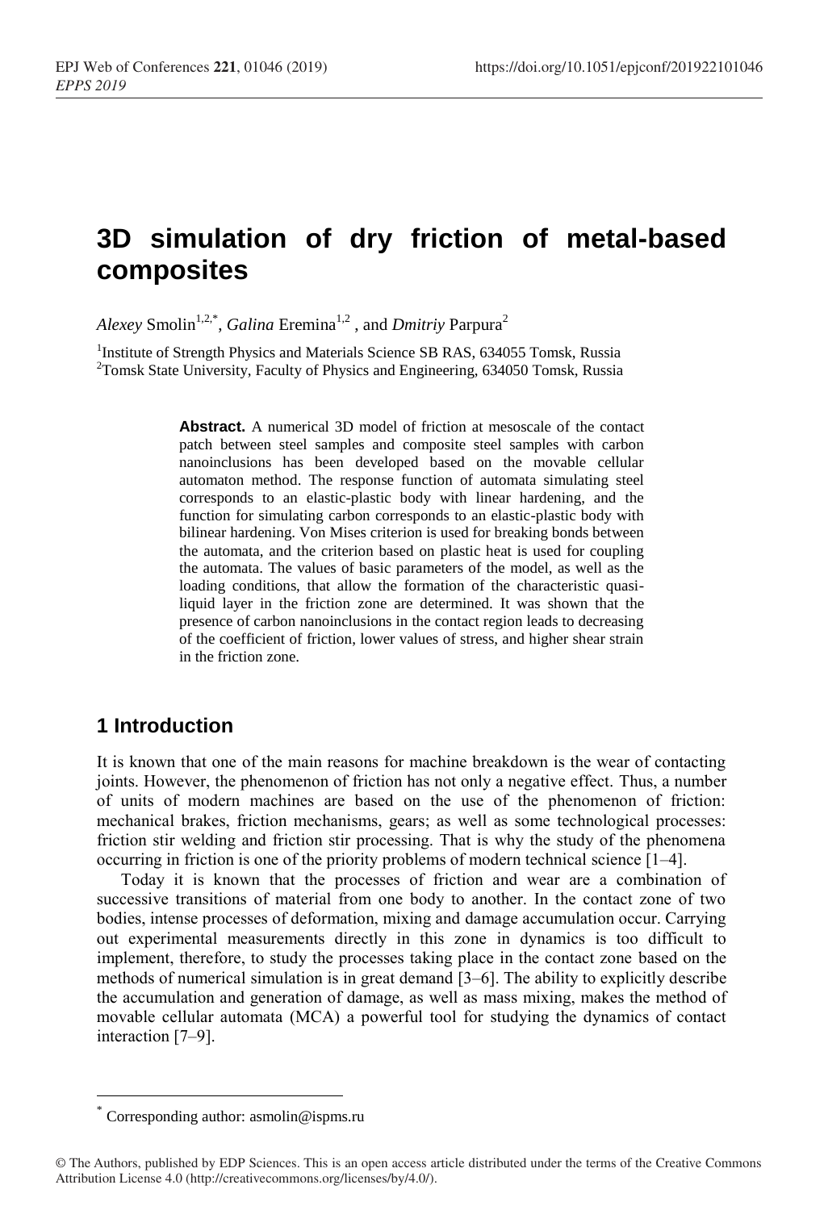# 3D simulation of dry friction of metal-based composites

*Alexey* Smolin[1,2,*], *Galina* Eremina[1,2] , and *Dmitriy* Parpura[2]

[1]Institute of Strength Physics and Materials Science SB RAS, 634055 Tomsk, Russia
[2]Tomsk State University, Faculty of Physics and Engineering, 634050 Tomsk, Russia

**Abstract.** A numerical 3D model of friction at mesoscale of the contact patch between steel samples and composite steel samples with carbon nanoinclusions has been developed based on the movable cellular automaton method. The response function of automata simulating steel corresponds to an elastic-plastic body with linear hardening, and the function for simulating carbon corresponds to an elastic-plastic body with bilinear hardening. Von Mises criterion is used for breaking bonds between the automata, and the criterion based on plastic heat is used for coupling the automata. The values of basic parameters of the model, as well as the loading conditions, that allow the formation of the characteristic quasi-liquid layer in the friction zone are determined. It was shown that the presence of carbon nanoinclusions in the contact region leads to decreasing of the coefficient of friction, lower values of stress, and higher shear strain in the friction zone.

## 1 Introduction

It is known that one of the main reasons for machine breakdown is the wear of contacting joints. However, the phenomenon of friction has not only a negative effect. Thus, a number of units of modern machines are based on the use of the phenomenon of friction: mechanical brakes, friction mechanisms, gears; as well as some technological processes: friction stir welding and friction stir processing. That is why the study of the phenomena occurring in friction is one of the priority problems of modern technical science [1–4].

Today it is known that the processes of friction and wear are a combination of successive transitions of material from one body to another. In the contact zone of two bodies, intense processes of deformation, mixing and damage accumulation occur. Carrying out experimental measurements directly in this zone in dynamics is too difficult to implement, therefore, to study the processes taking place in the contact zone based on the methods of numerical simulation is in great demand [3–6]. The ability to explicitly describe the accumulation and generation of damage, as well as mass mixing, makes the method of movable cellular automata (MCA) a powerful tool for studying the dynamics of contact interaction [7–9].

* Corresponding author: asmolin@ispms.ru

© The Authors, published by EDP Sciences. This is an open access article distributed under the terms of the Creative Commons Attribution License 4.0 (http://creativecommons.org/licenses/by/4.0/).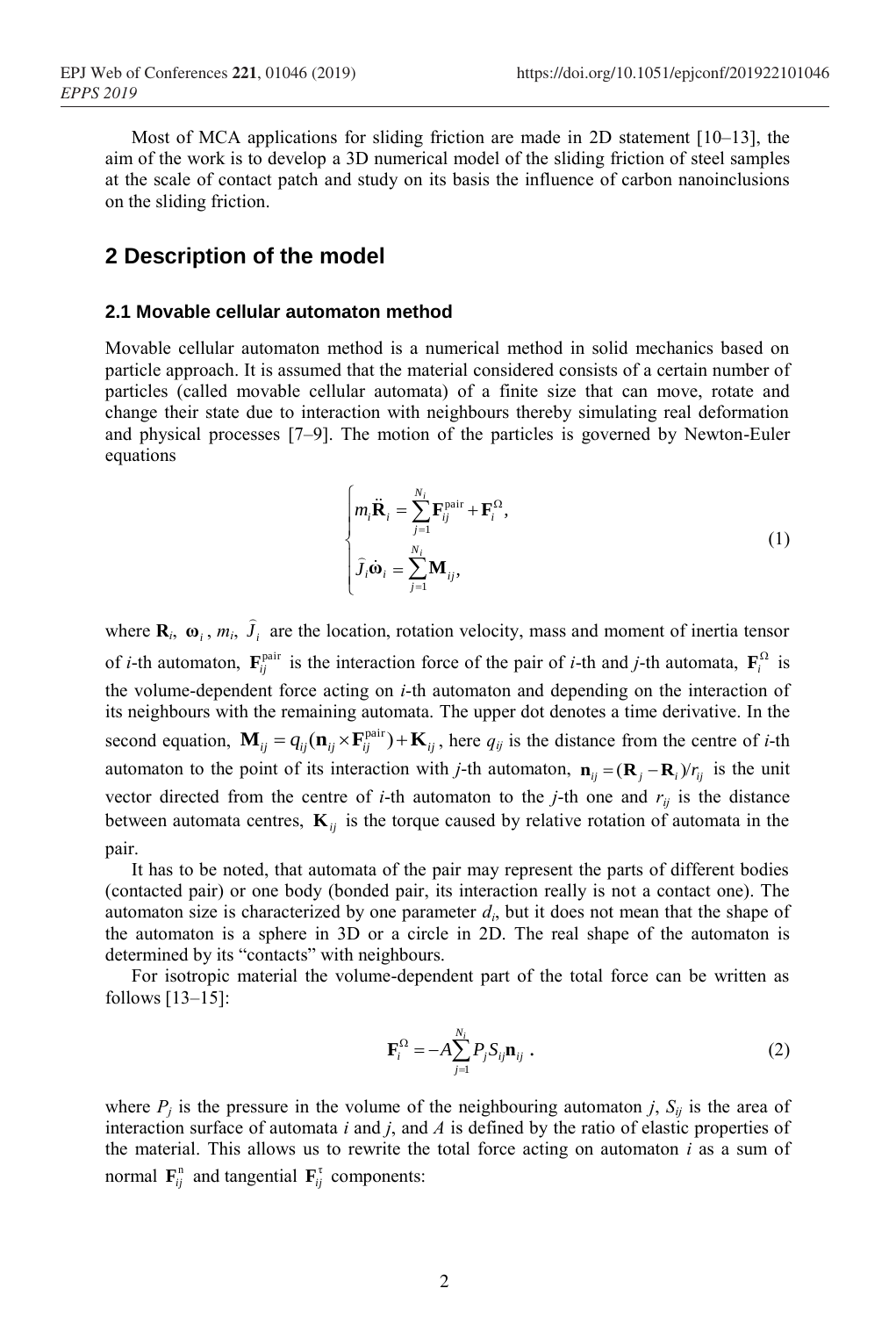Most of MCA applications for sliding friction are made in 2D statement [10–13], the aim of the work is to develop a 3D numerical model of the sliding friction of steel samples at the scale of contact patch and study on its basis the influence of carbon nanoinclusions on the sliding friction.

## 2 Description of the model

### 2.1 Movable cellular automaton method

Movable cellular automaton method is a numerical method in solid mechanics based on particle approach. It is assumed that the material considered consists of a certain number of particles (called movable cellular automata) of a finite size that can move, rotate and change their state due to interaction with neighbours thereby simulating real deformation and physical processes [7–9]. The motion of the particles is governed by Newton-Euler equations

$$\begin{cases} m_i \ddot{\mathbf{R}}_i = \sum_{j=1}^{N_i} \mathbf{F}_{ij}^{\text{pair}} + \mathbf{F}_i^{\Omega}, \\ \widehat{J}_i \dot{\boldsymbol{\omega}}_i = \sum_{j=1}^{N_i} \mathbf{M}_{ij}, \end{cases} \tag{1}$$

where $\mathbf{R}_i$, $\boldsymbol{\omega}_i$, $m_i$, $\widehat{J}_i$ are the location, rotation velocity, mass and moment of inertia tensor of $i$-th automaton, $\mathbf{F}_{ij}^{\text{pair}}$ is the interaction force of the pair of $i$-th and $j$-th automata, $\mathbf{F}_i^{\Omega}$ is the volume-dependent force acting on $i$-th automaton and depending on the interaction of its neighbours with the remaining automata. The upper dot denotes a time derivative. In the second equation, $\mathbf{M}_{ij} = q_{ij}(\mathbf{n}_{ij} \times \mathbf{F}_{ij}^{\text{pair}}) + \mathbf{K}_{ij}$, here $q_{ij}$ is the distance from the centre of $i$-th automaton to the point of its interaction with $j$-th automaton, $\mathbf{n}_{ij} = (\mathbf{R}_j - \mathbf{R}_i)/r_{ij}$ is the unit vector directed from the centre of $i$-th automaton to the $j$-th one and $r_{ij}$ is the distance between automata centres, $\mathbf{K}_{ij}$ is the torque caused by relative rotation of automata in the pair.

It has to be noted, that automata of the pair may represent the parts of different bodies (contacted pair) or one body (bonded pair, its interaction really is not a contact one). The automaton size is characterized by one parameter $d_i$, but it does not mean that the shape of the automaton is a sphere in 3D or a circle in 2D. The real shape of the automaton is determined by its "contacts" with neighbours.

For isotropic material the volume-dependent part of the total force can be written as follows [13–15]:

$$\mathbf{F}_i^{\Omega} = -A \sum_{j=1}^{N_i} P_j S_{ij} \mathbf{n}_{ij} \ . \tag{2}$$

where $P_j$ is the pressure in the volume of the neighbouring automaton $j$, $S_{ij}$ is the area of interaction surface of automata $i$ and $j$, and $A$ is defined by the ratio of elastic properties of the material. This allows us to rewrite the total force acting on automaton $i$ as a sum of normal $\mathbf{F}_{ij}^{\text{n}}$ and tangential $\mathbf{F}_{ij}^{\tau}$ components: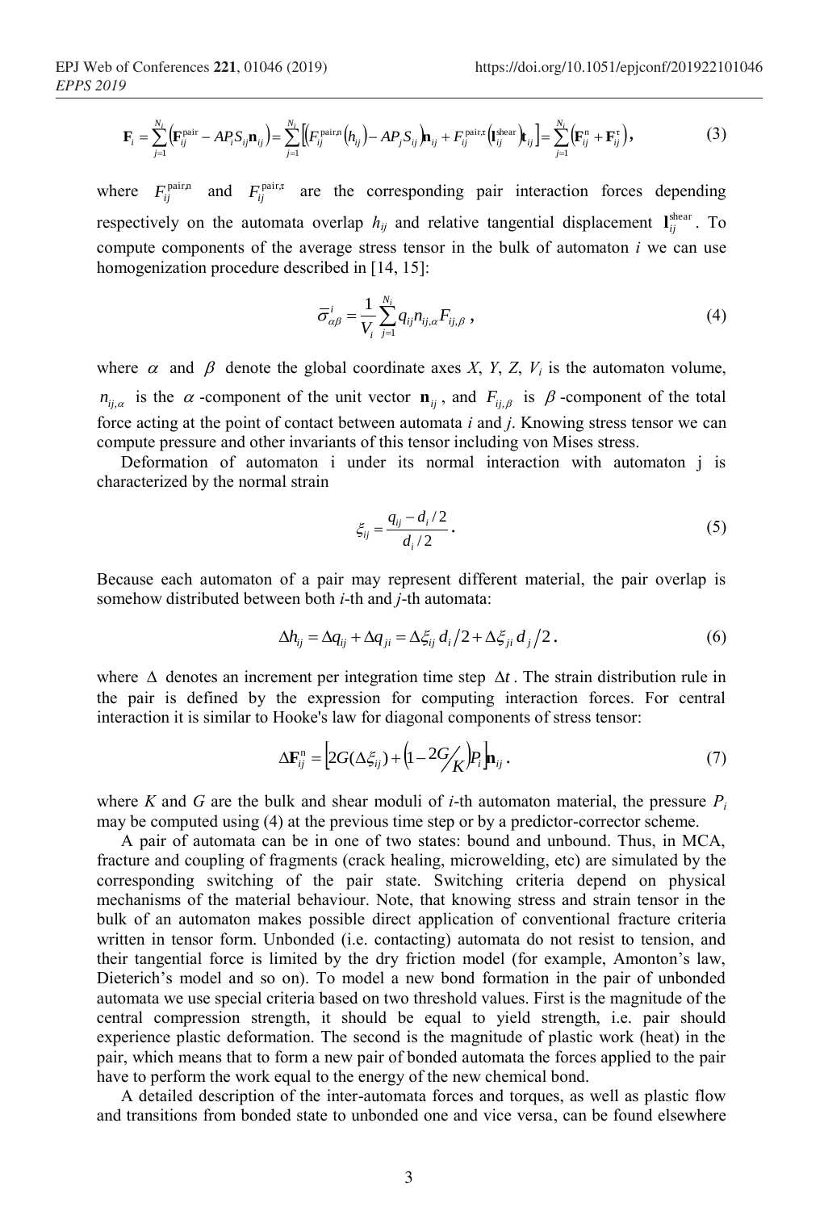$$\mathbf{F}_i = \sum_{j=1}^{N_i} \left( \mathbf{F}_{ij}^{\text{pair}} - AP_i S_{ij} \mathbf{n}_{ij} \right) = \sum_{j=1}^{N_i} \left[ \left( F_{ij}^{\text{pair,n}} \left( h_{ij} \right) - AP_j S_{ij} \right) \mathbf{n}_{ij} + F_{ij}^{\text{pair,}\tau} \left( \mathbf{l}_{ij}^{\text{shear}} \right) \mathbf{t}_{ij} \right] = \sum_{j=1}^{N_i} \left( \mathbf{F}_{ij}^{\text{n}} + \mathbf{F}_{ij}^{\tau} \right), \tag{3}$$

where $F_{ij}^{\text{pair,n}}$ and $F_{ij}^{\text{pair,}\tau}$ are the corresponding pair interaction forces depending respectively on the automata overlap $h_{ij}$ and relative tangential displacement $\mathbf{l}_{ij}^{\text{shear}}$. To compute components of the average stress tensor in the bulk of automaton $i$ we can use homogenization procedure described in [14, 15]:

$$\bar{\sigma}_{\alpha\beta}^{i} = \frac{1}{V_i} \sum_{j=1}^{N_i} q_{ij} n_{ij,\alpha} F_{ij,\beta} \,, \tag{4}$$

where $\alpha$ and $\beta$ denote the global coordinate axes $X$, $Y$, $Z$, $V_i$ is the automaton volume, $n_{ij,\alpha}$ is the $\alpha$-component of the unit vector $\mathbf{n}_{ij}$, and $F_{ij,\beta}$ is $\beta$-component of the total force acting at the point of contact between automata $i$ and $j$. Knowing stress tensor we can compute pressure and other invariants of this tensor including von Mises stress.

Deformation of automaton i under its normal interaction with automaton j is characterized by the normal strain

$$\xi_{ij} = \frac{q_{ij} - d_i/2}{d_i/2} \,. \tag{5}$$

Because each automaton of a pair may represent different material, the pair overlap is somehow distributed between both $i$-th and $j$-th automata:

$$\Delta h_{ij} = \Delta q_{ij} + \Delta q_{ji} = \Delta \xi_{ij} \, d_i/2 + \Delta \xi_{ji} \, d_j/2 \,. \tag{6}$$

where $\Delta$ denotes an increment per integration time step $\Delta t$. The strain distribution rule in the pair is defined by the expression for computing interaction forces. For central interaction it is similar to Hooke's law for diagonal components of stress tensor:

$$\Delta \mathbf{F}_{ij}^{\text{n}} = \left[ 2G(\Delta \xi_{ij}) + \left( 1 - 2G/K \right) P_i \right] \mathbf{n}_{ij} \,. \tag{7}$$

where $K$ and $G$ are the bulk and shear moduli of $i$-th automaton material, the pressure $P_i$ may be computed using (4) at the previous time step or by a predictor-corrector scheme.

A pair of automata can be in one of two states: bound and unbound. Thus, in MCA, fracture and coupling of fragments (crack healing, microwelding, etc) are simulated by the corresponding switching of the pair state. Switching criteria depend on physical mechanisms of the material behaviour. Note, that knowing stress and strain tensor in the bulk of an automaton makes possible direct application of conventional fracture criteria written in tensor form. Unbonded (i.e. contacting) automata do not resist to tension, and their tangential force is limited by the dry friction model (for example, Amonton's law, Dieterich's model and so on). To model a new bond formation in the pair of unbonded automata we use special criteria based on two threshold values. First is the magnitude of the central compression strength, it should be equal to yield strength, i.e. pair should experience plastic deformation. The second is the magnitude of plastic work (heat) in the pair, which means that to form a new pair of bonded automata the forces applied to the pair have to perform the work equal to the energy of the new chemical bond.

A detailed description of the inter-automata forces and torques, as well as plastic flow and transitions from bonded state to unbonded one and vice versa, can be found elsewhere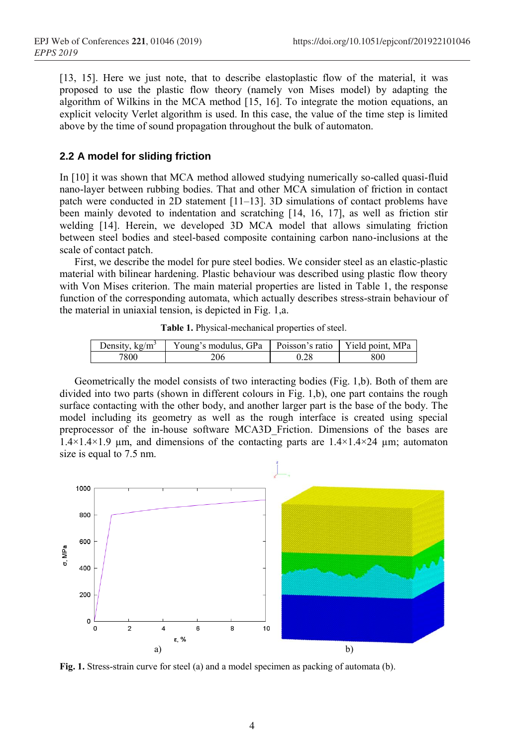[13, 15]. Here we just note, that to describe elastoplastic flow of the material, it was proposed to use the plastic flow theory (namely von Mises model) by adapting the algorithm of Wilkins in the MCA method [15, 16]. To integrate the motion equations, an explicit velocity Verlet algorithm is used. In this case, the value of the time step is limited above by the time of sound propagation throughout the bulk of automaton.

### 2.2 A model for sliding friction

In [10] it was shown that MCA method allowed studying numerically so-called quasi-fluid nano-layer between rubbing bodies. That and other MCA simulation of friction in contact patch were conducted in 2D statement [11–13]. 3D simulations of contact problems have been mainly devoted to indentation and scratching [14, 16, 17], as well as friction stir welding [14]. Herein, we developed 3D MCA model that allows simulating friction between steel bodies and steel-based composite containing carbon nano-inclusions at the scale of contact patch.

First, we describe the model for pure steel bodies. We consider steel as an elastic-plastic material with bilinear hardening. Plastic behaviour was described using plastic flow theory with Von Mises criterion. The main material properties are listed in Table 1, the response function of the corresponding automata, which actually describes stress-strain behaviour of the material in uniaxial tension, is depicted in Fig. 1,a.

**Table 1.** Physical-mechanical properties of steel.

| Density, kg/m$^3$ | Young's modulus, GPa | Poisson's ratio | Yield point, MPa |
|---|---|---|---|
| 7800 | 206 | 0.28 | 800 |

Geometrically the model consists of two interacting bodies (Fig. 1,b). Both of them are divided into two parts (shown in different colours in Fig. 1,b), one part contains the rough surface contacting with the other body, and another larger part is the base of the body. The model including its geometry as well as the rough interface is created using special preprocessor of the in-house software MCA3D_Friction. Dimensions of the bases are 1.4×1.4×1.9 µm, and dimensions of the contacting parts are 1.4×1.4×24 µm; automaton size is equal to 7.5 nm.

**Fig. 1.** Stress-strain curve for steel (a) and a model specimen as packing of automata (b).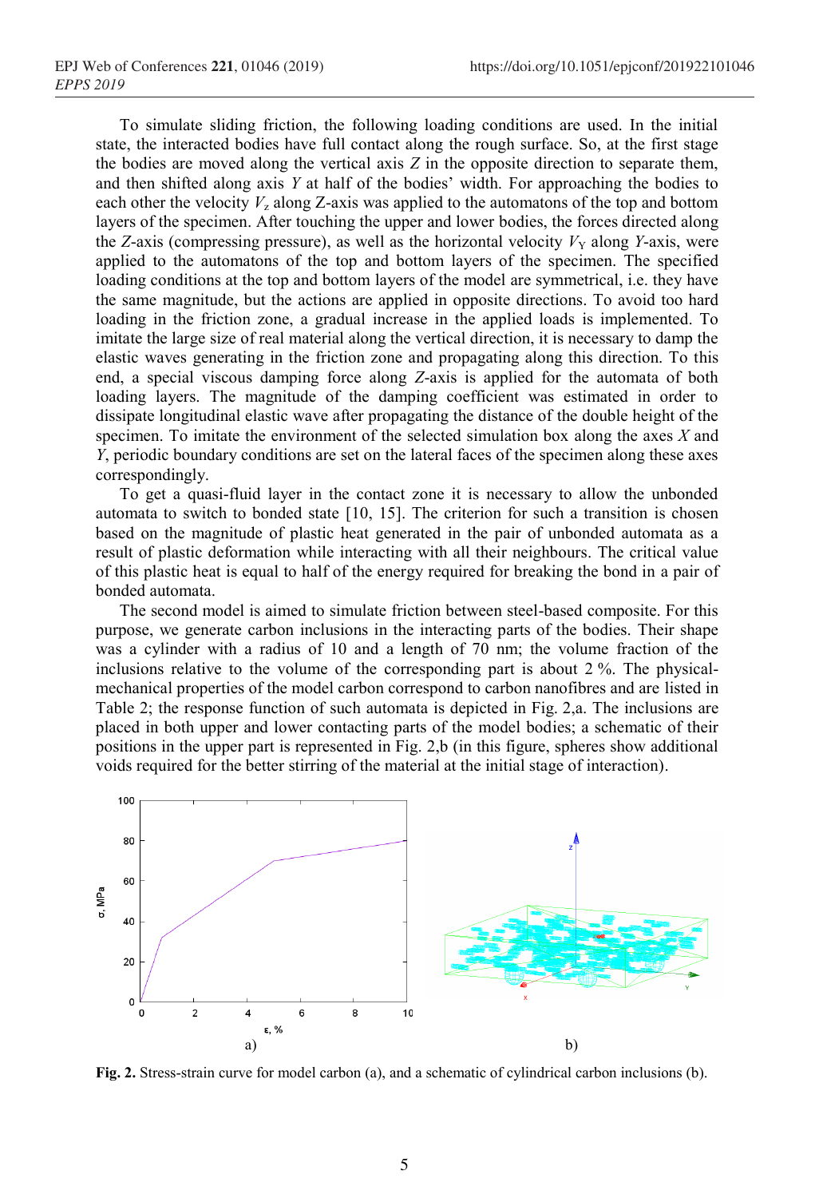To simulate sliding friction, the following loading conditions are used. In the initial state, the interacted bodies have full contact along the rough surface. So, at the first stage the bodies are moved along the vertical axis *Z* in the opposite direction to separate them, and then shifted along axis *Y* at half of the bodies' width. For approaching the bodies to each other the velocity $V_z$ along Z-axis was applied to the automatons of the top and bottom layers of the specimen. After touching the upper and lower bodies, the forces directed along the *Z*-axis (compressing pressure), as well as the horizontal velocity $V_Y$ along *Y*-axis, were applied to the automatons of the top and bottom layers of the specimen. The specified loading conditions at the top and bottom layers of the model are symmetrical, i.e. they have the same magnitude, but the actions are applied in opposite directions. To avoid too hard loading in the friction zone, a gradual increase in the applied loads is implemented. To imitate the large size of real material along the vertical direction, it is necessary to damp the elastic waves generating in the friction zone and propagating along this direction. To this end, a special viscous damping force along *Z*-axis is applied for the automata of both loading layers. The magnitude of the damping coefficient was estimated in order to dissipate longitudinal elastic wave after propagating the distance of the double height of the specimen. To imitate the environment of the selected simulation box along the axes *X* and *Y*, periodic boundary conditions are set on the lateral faces of the specimen along these axes correspondingly.

To get a quasi-fluid layer in the contact zone it is necessary to allow the unbonded automata to switch to bonded state [10, 15]. The criterion for such a transition is chosen based on the magnitude of plastic heat generated in the pair of unbonded automata as a result of plastic deformation while interacting with all their neighbours. The critical value of this plastic heat is equal to half of the energy required for breaking the bond in a pair of bonded automata.

The second model is aimed to simulate friction between steel-based composite. For this purpose, we generate carbon inclusions in the interacting parts of the bodies. Their shape was a cylinder with a radius of 10 and a length of 70 nm; the volume fraction of the inclusions relative to the volume of the corresponding part is about 2 %. The physical-mechanical properties of the model carbon correspond to carbon nanofibres and are listed in Table 2; the response function of such automata is depicted in Fig. 2,a. The inclusions are placed in both upper and lower contacting parts of the model bodies; a schematic of their positions in the upper part is represented in Fig. 2,b (in this figure, spheres show additional voids required for the better stirring of the material at the initial stage of interaction).

**Fig. 2.** Stress-strain curve for model carbon (a), and a schematic of cylindrical carbon inclusions (b).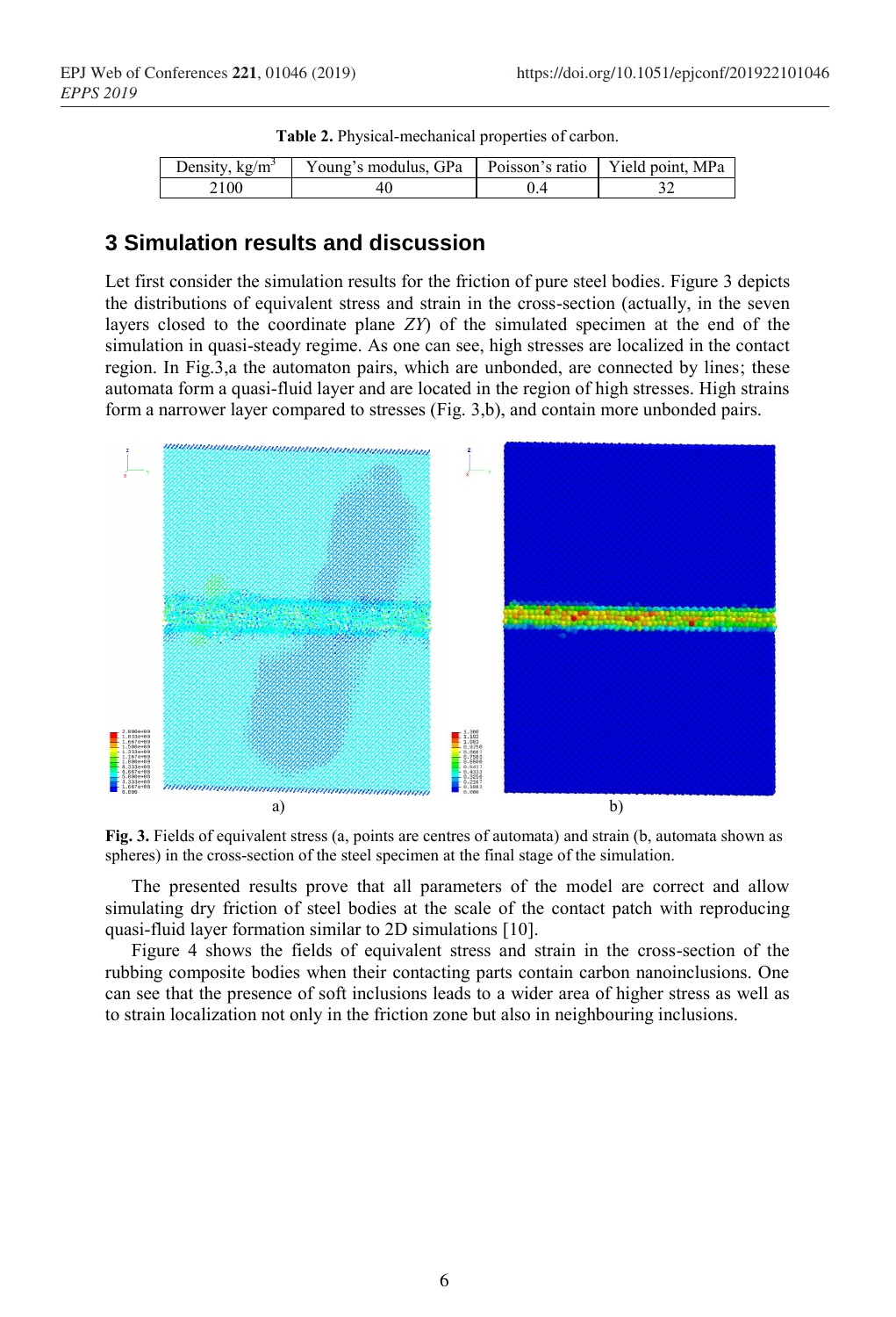**Table 2.** Physical-mechanical properties of carbon.

| Density, kg/m$^3$ | Young's modulus, GPa | Poisson's ratio | Yield point, MPa |
|---|---|---|---|
| 2100 | 40 | 0.4 | 32 |

## 3 Simulation results and discussion

Let first consider the simulation results for the friction of pure steel bodies. Figure 3 depicts the distributions of equivalent stress and strain in the cross-section (actually, in the seven layers closed to the coordinate plane *ZY*) of the simulated specimen at the end of the simulation in quasi-steady regime. As one can see, high stresses are localized in the contact region. In Fig.3,a the automaton pairs, which are unbonded, are connected by lines; these automata form a quasi-fluid layer and are located in the region of high stresses. High strains form a narrower layer compared to stresses (Fig. 3,b), and contain more unbonded pairs.

**Fig. 3.** Fields of equivalent stress (a, points are centres of automata) and strain (b, automata shown as spheres) in the cross-section of the steel specimen at the final stage of the simulation.

The presented results prove that all parameters of the model are correct and allow simulating dry friction of steel bodies at the scale of the contact patch with reproducing quasi-fluid layer formation similar to 2D simulations [10].

Figure 4 shows the fields of equivalent stress and strain in the cross-section of the rubbing composite bodies when their contacting parts contain carbon nanoinclusions. One can see that the presence of soft inclusions leads to a wider area of higher stress as well as to strain localization not only in the friction zone but also in neighbouring inclusions.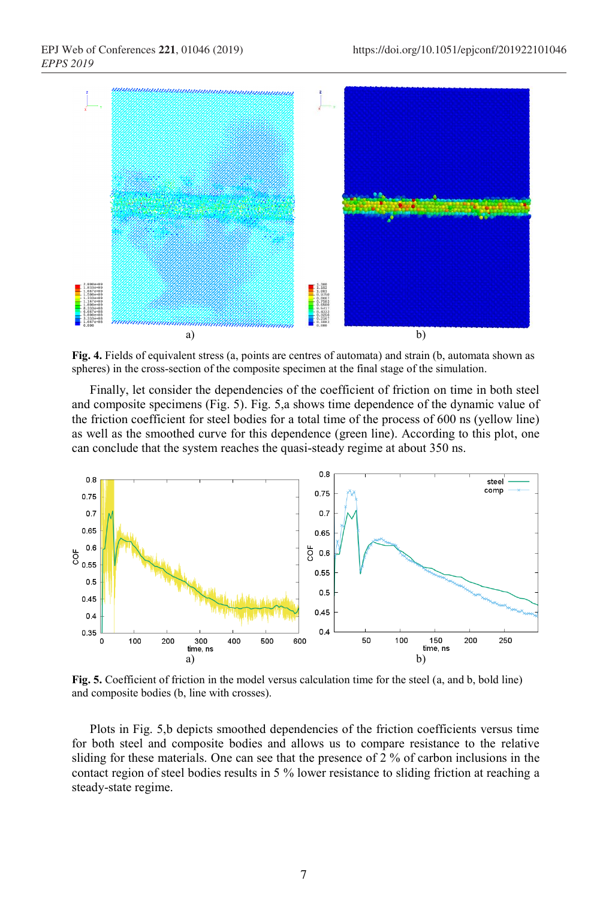**Fig. 4.** Fields of equivalent stress (a, points are centres of automata) and strain (b, automata shown as spheres) in the cross-section of the composite specimen at the final stage of the simulation.

Finally, let consider the dependencies of the coefficient of friction on time in both steel and composite specimens (Fig. 5). Fig. 5,a shows time dependence of the dynamic value of the friction coefficient for steel bodies for a total time of the process of 600 ns (yellow line) as well as the smoothed curve for this dependence (green line). According to this plot, one can conclude that the system reaches the quasi-steady regime at about 350 ns.

**Fig. 5.** Coefficient of friction in the model versus calculation time for the steel (a, and b, bold line) and composite bodies (b, line with crosses).

Plots in Fig. 5,b depicts smoothed dependencies of the friction coefficients versus time for both steel and composite bodies and allows us to compare resistance to the relative sliding for these materials. One can see that the presence of 2 % of carbon inclusions in the contact region of steel bodies results in 5 % lower resistance to sliding friction at reaching a steady-state regime.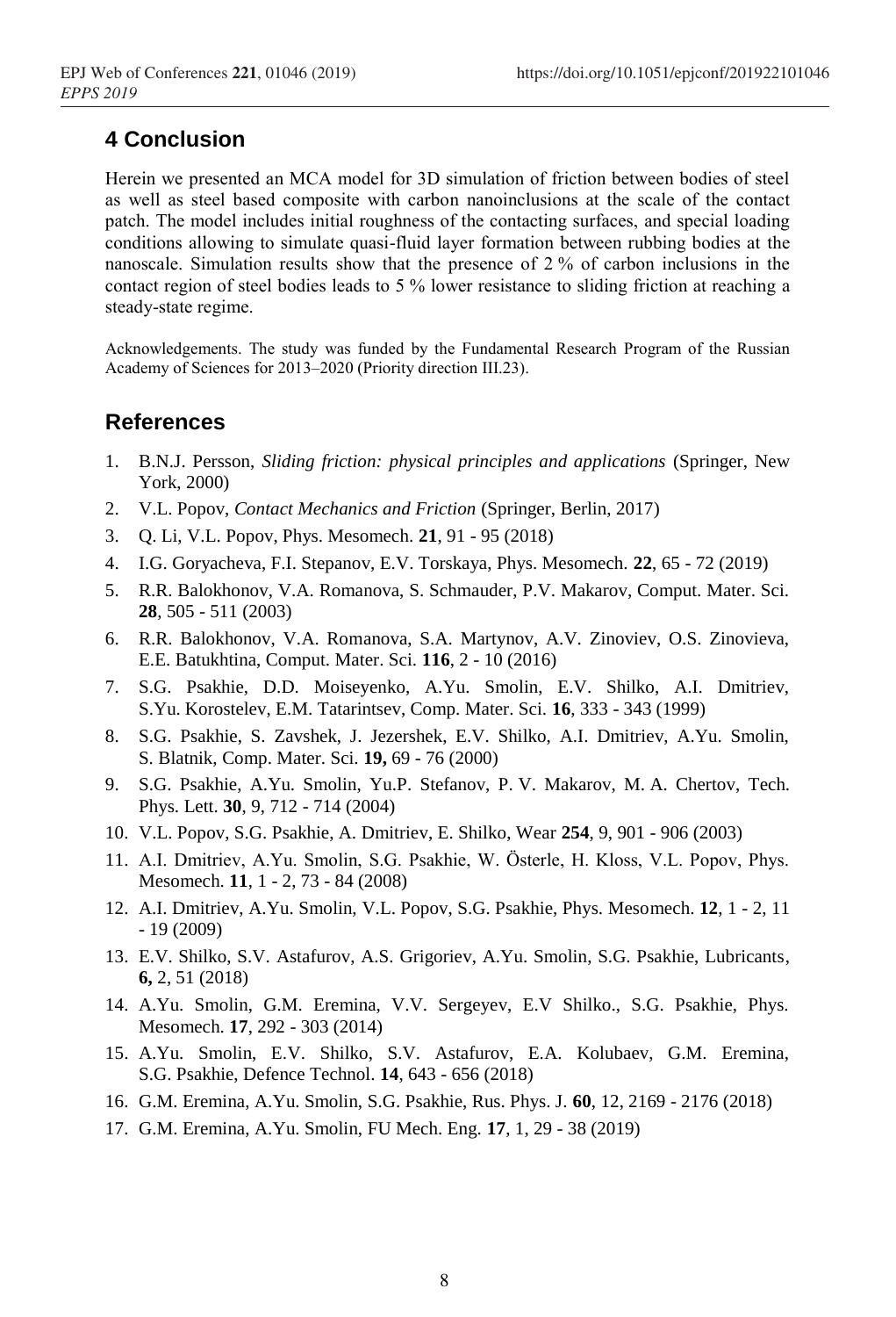## 4 Conclusion

Herein we presented an MCA model for 3D simulation of friction between bodies of steel as well as steel based composite with carbon nanoinclusions at the scale of the contact patch. The model includes initial roughness of the contacting surfaces, and special loading conditions allowing to simulate quasi-fluid layer formation between rubbing bodies at the nanoscale. Simulation results show that the presence of 2 % of carbon inclusions in the contact region of steel bodies leads to 5 % lower resistance to sliding friction at reaching a steady-state regime.

Acknowledgements. The study was funded by the Fundamental Research Program of the Russian Academy of Sciences for 2013–2020 (Priority direction III.23).

## References

1. B.N.J. Persson, *Sliding friction: physical principles and applications* (Springer, New York, 2000)
2. V.L. Popov, *Contact Mechanics and Friction* (Springer, Berlin, 2017)
3. Q. Li, V.L. Popov, Phys. Mesomech. **21**, 91 - 95 (2018)
4. I.G. Goryacheva, F.I. Stepanov, E.V. Torskaya, Phys. Mesomech. **22**, 65 - 72 (2019)
5. R.R. Balokhonov, V.A. Romanova, S. Schmauder, P.V. Makarov, Comput. Mater. Sci. **28**, 505 - 511 (2003)
6. R.R. Balokhonov, V.A. Romanova, S.A. Martynov, A.V. Zinoviev, O.S. Zinovieva, E.E. Batukhtina, Comput. Mater. Sci. **116**, 2 - 10 (2016)
7. S.G. Psakhie, D.D. Moiseyenko, A.Yu. Smolin, E.V. Shilko, A.I. Dmitriev, S.Yu. Korostelev, E.M. Tatarintsev, Comp. Mater. Sci. **16**, 333 - 343 (1999)
8. S.G. Psakhie, S. Zavshek, J. Jezershek, E.V. Shilko, A.I. Dmitriev, A.Yu. Smolin, S. Blatnik, Comp. Mater. Sci. **19,** 69 - 76 (2000)
9. S.G. Psakhie, A.Yu. Smolin, Yu.P. Stefanov, P. V. Makarov, M. A. Chertov, Tech. Phys. Lett. **30**, 9, 712 - 714 (2004)
10. V.L. Popov, S.G. Psakhie, A. Dmitriev, E. Shilko, Wear **254**, 9, 901 - 906 (2003)
11. A.I. Dmitriev, A.Yu. Smolin, S.G. Psakhie, W. Österle, H. Kloss, V.L. Popov, Phys. Mesomech. **11**, 1 - 2, 73 - 84 (2008)
12. A.I. Dmitriev, A.Yu. Smolin, V.L. Popov, S.G. Psakhie, Phys. Mesomech. **12**, 1 - 2, 11 - 19 (2009)
13. E.V. Shilko, S.V. Astafurov, A.S. Grigoriev, A.Yu. Smolin, S.G. Psakhie, Lubricants, **6,** 2, 51 (2018)
14. A.Yu. Smolin, G.M. Eremina, V.V. Sergeyev, E.V Shilko., S.G. Psakhie, Phys. Mesomech. **17**, 292 - 303 (2014)
15. A.Yu. Smolin, E.V. Shilko, S.V. Astafurov, E.A. Kolubaev, G.M. Eremina, S.G. Psakhie, Defence Technol. **14**, 643 - 656 (2018)
16. G.M. Eremina, A.Yu. Smolin, S.G. Psakhie, Rus. Phys. J. **60**, 12, 2169 - 2176 (2018)
17. G.M. Eremina, A.Yu. Smolin, FU Mech. Eng. **17**, 1, 29 - 38 (2019)